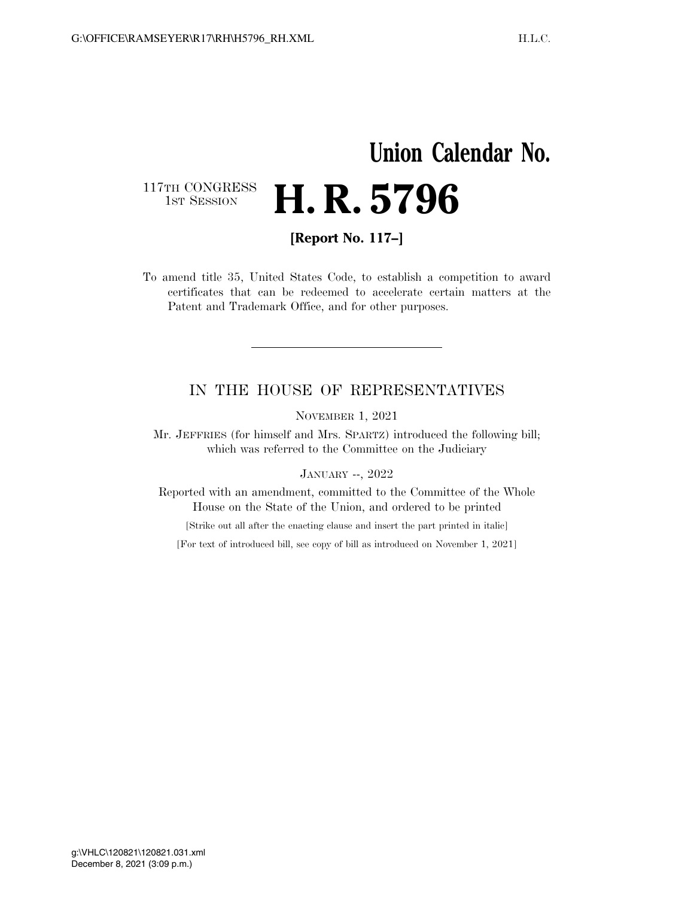# Union Calendar No.

117TH CONGRESS
1ST SESSION

# H. R. 5796

**[Report No. 117–]**

To amend title 35, United States Code, to establish a competition to award certificates that can be redeemed to accelerate certain matters at the Patent and Trademark Office, and for other purposes.

---

## IN THE HOUSE OF REPRESENTATIVES

NOVEMBER 1, 2021

Mr. JEFFRIES (for himself and Mrs. SPARTZ) introduced the following bill; which was referred to the Committee on the Judiciary

JANUARY --, 2022

Reported with an amendment, committed to the Committee of the Whole House on the State of the Union, and ordered to be printed

[Strike out all after the enacting clause and insert the part printed in italic]

[For text of introduced bill, see copy of bill as introduced on November 1, 2021]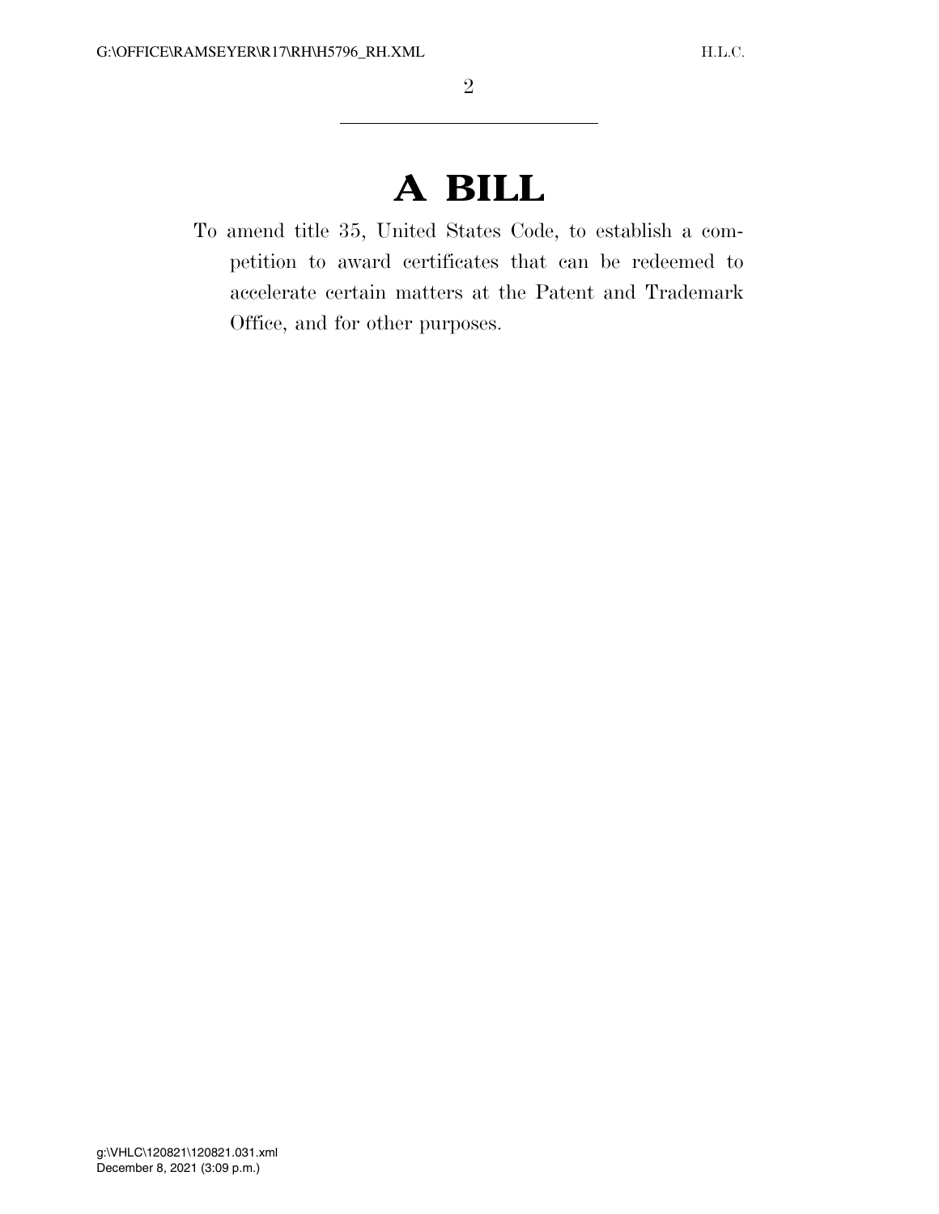# A BILL

To amend title 35, United States Code, to establish a competition to award certificates that can be redeemed to accelerate certain matters at the Patent and Trademark Office, and for other purposes.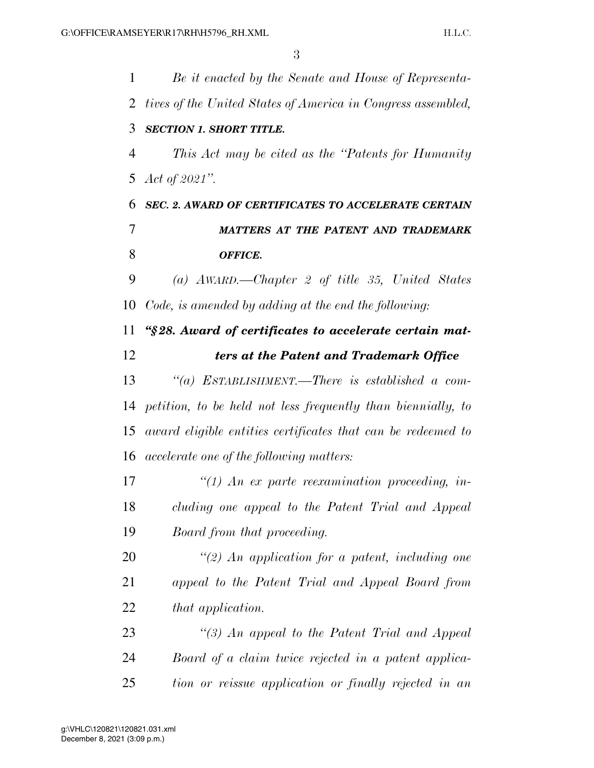*Be it enacted by the Senate and House of Representatives of the United States of America in Congress assembled,*

***SECTION 1. SHORT TITLE.***

*This Act may be cited as the "Patents for Humanity Act of 2021".*

***SEC. 2. AWARD OF CERTIFICATES TO ACCELERATE CERTAIN MATTERS AT THE PATENT AND TRADEMARK OFFICE.***

*(a) AWARD.—Chapter 2 of title 35, United States Code, is amended by adding at the end the following:*

***"§28. Award of certificates to accelerate certain matters at the Patent and Trademark Office***

*"(a) ESTABLISHMENT.—There is established a competition, to be held not less frequently than biennially, to award eligible entities certificates that can be redeemed to accelerate one of the following matters:*

*"(1) An ex parte reexamination proceeding, including one appeal to the Patent Trial and Appeal Board from that proceeding.*

*"(2) An application for a patent, including one appeal to the Patent Trial and Appeal Board from that application.*

*"(3) An appeal to the Patent Trial and Appeal Board of a claim twice rejected in a patent application or reissue application or finally rejected in an*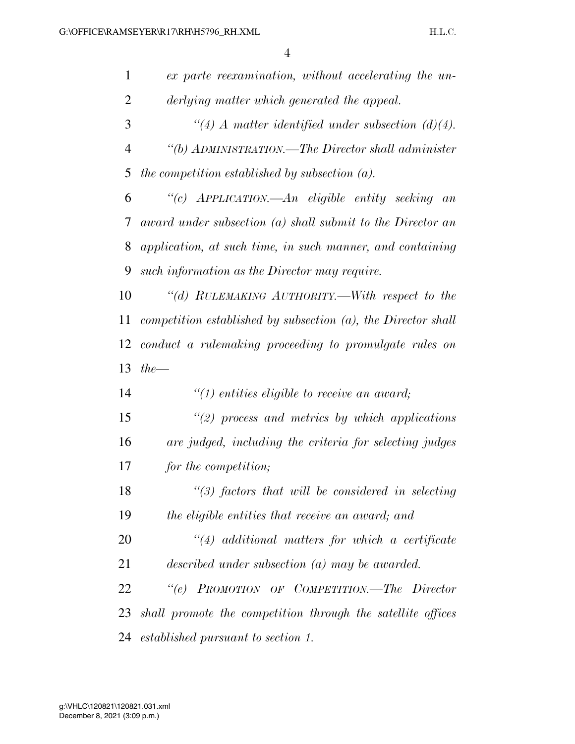*ex parte reexamination, without accelerating the underlying matter which generated the appeal.*

*"(4) A matter identified under subsection (d)(4).*

*"(b) ADMINISTRATION.—The Director shall administer the competition established by subsection (a).*

*"(c) APPLICATION.—An eligible entity seeking an award under subsection (a) shall submit to the Director an application, at such time, in such manner, and containing such information as the Director may require.*

*"(d) RULEMAKING AUTHORITY.—With respect to the competition established by subsection (a), the Director shall conduct a rulemaking proceeding to promulgate rules on the—*

*"(1) entities eligible to receive an award;*

*"(2) process and metrics by which applications are judged, including the criteria for selecting judges for the competition;*

*"(3) factors that will be considered in selecting the eligible entities that receive an award; and*

*"(4) additional matters for which a certificate described under subsection (a) may be awarded.*

*"(e) PROMOTION OF COMPETITION.—The Director shall promote the competition through the satellite offices established pursuant to section 1.*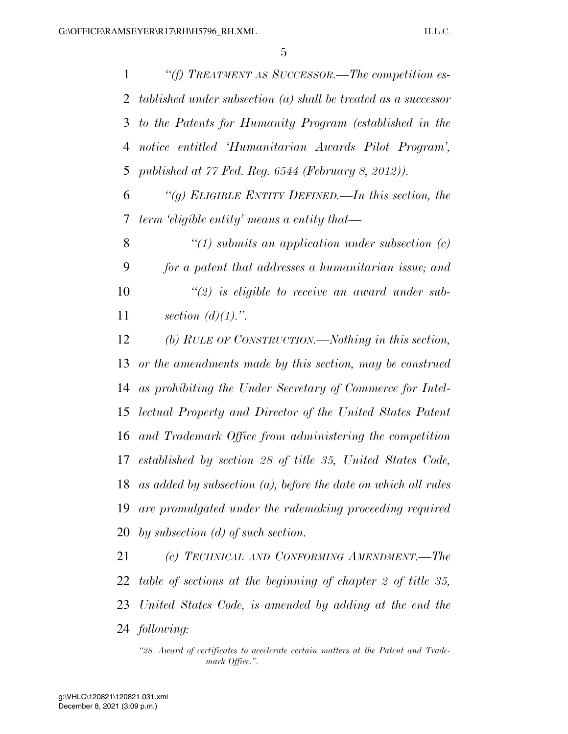*"(f) TREATMENT AS SUCCESSOR.—The competition established under subsection (a) shall be treated as a successor to the Patents for Humanity Program (established in the notice entitled 'Humanitarian Awards Pilot Program', published at 77 Fed. Reg. 6544 (February 8, 2012)).*

*"(g) ELIGIBLE ENTITY DEFINED.—In this section, the term 'eligible entity' means a entity that—*

*"(1) submits an application under subsection (c) for a patent that addresses a humanitarian issue; and*

*"(2) is eligible to receive an award under subsection (d)(1).".*

*(b) RULE OF CONSTRUCTION.—Nothing in this section, or the amendments made by this section, may be construed as prohibiting the Under Secretary of Commerce for Intellectual Property and Director of the United States Patent and Trademark Office from administering the competition established by section 28 of title 35, United States Code, as added by subsection (a), before the date on which all rules are promulgated under the rulemaking proceeding required by subsection (d) of such section.*

*(c) TECHNICAL AND CONFORMING AMENDMENT.—The table of sections at the beginning of chapter 2 of title 35, United States Code, is amended by adding at the end the following:*

*"28. Award of certificates to accelerate certain matters at the Patent and Trademark Office.".*